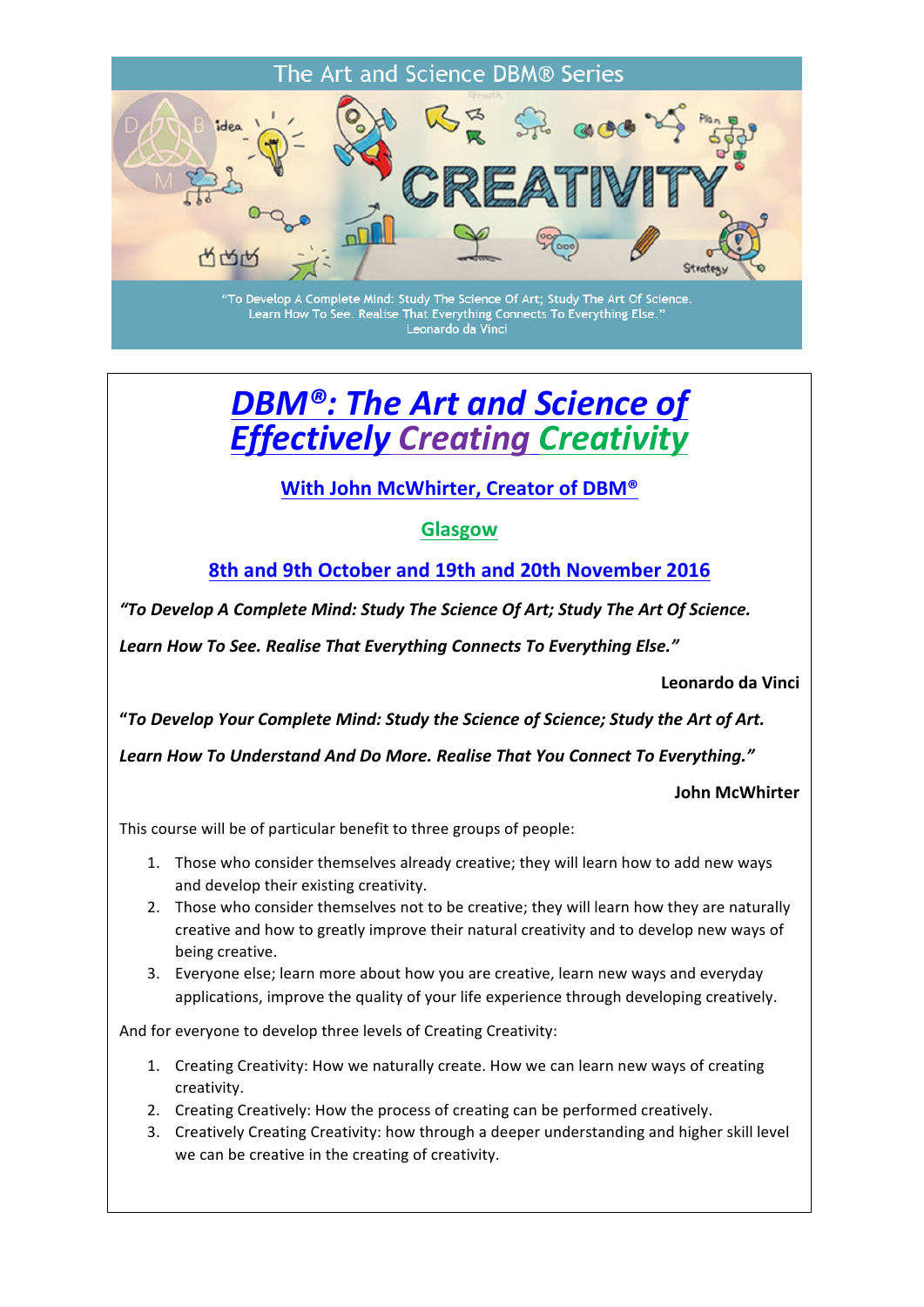The Art and Science DBM® Series

"To Develop A Complete Mind: Study The Science Of Art; Study The Art Of Science. Learn How To See. Realise That Everything Connects To Everything Else."
Leonardo da Vinci

# DBM®: The Art and Science of Effectively Creating Creativity

## With John McWhirter, Creator of DBM®

## Glasgow

## 8th and 9th October and 19th and 20th November 2016

***"To Develop A Complete Mind: Study The Science Of Art; Study The Art Of Science.***

***Learn How To See. Realise That Everything Connects To Everything Else."***

**Leonardo da Vinci**

***"To Develop Your Complete Mind: Study the Science of Science; Study the Art of Art.***

***Learn How To Understand And Do More. Realise That You Connect To Everything."***

**John McWhirter**

This course will be of particular benefit to three groups of people:

1. Those who consider themselves already creative; they will learn how to add new ways and develop their existing creativity.
2. Those who consider themselves not to be creative; they will learn how they are naturally creative and how to greatly improve their natural creativity and to develop new ways of being creative.
3. Everyone else; learn more about how you are creative, learn new ways and everyday applications, improve the quality of your life experience through developing creatively.

And for everyone to develop three levels of Creating Creativity:

1. Creating Creativity: How we naturally create. How we can learn new ways of creating creativity.
2. Creating Creatively: How the process of creating can be performed creatively.
3. Creatively Creating Creativity: how through a deeper understanding and higher skill level we can be creative in the creating of creativity.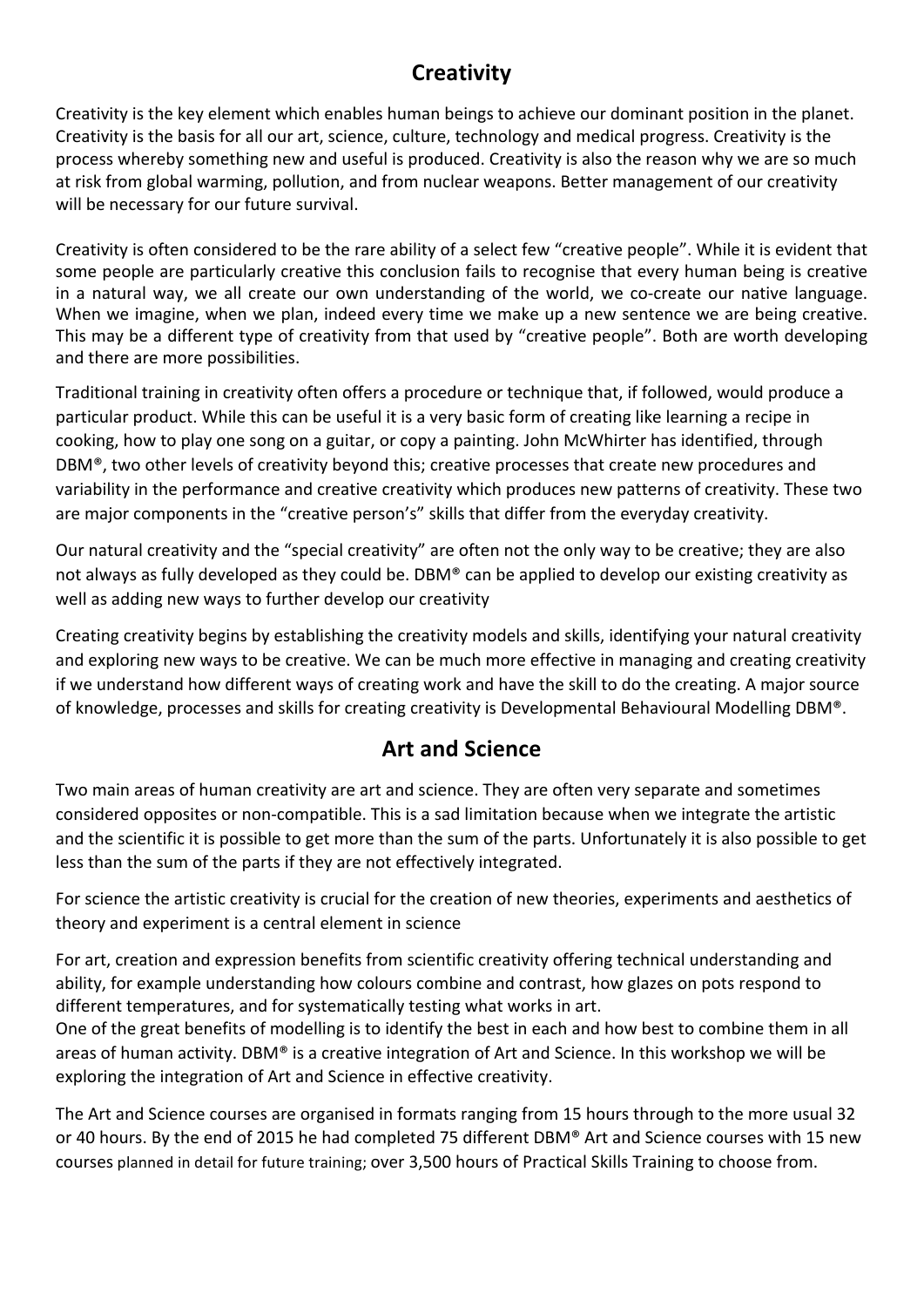## Creativity

Creativity is the key element which enables human beings to achieve our dominant position in the planet. Creativity is the basis for all our art, science, culture, technology and medical progress. Creativity is the process whereby something new and useful is produced. Creativity is also the reason why we are so much at risk from global warming, pollution, and from nuclear weapons. Better management of our creativity will be necessary for our future survival.

Creativity is often considered to be the rare ability of a select few "creative people". While it is evident that some people are particularly creative this conclusion fails to recognise that every human being is creative in a natural way, we all create our own understanding of the world, we co-create our native language. When we imagine, when we plan, indeed every time we make up a new sentence we are being creative. This may be a different type of creativity from that used by "creative people". Both are worth developing and there are more possibilities.

Traditional training in creativity often offers a procedure or technique that, if followed, would produce a particular product. While this can be useful it is a very basic form of creating like learning a recipe in cooking, how to play one song on a guitar, or copy a painting. John McWhirter has identified, through DBM®, two other levels of creativity beyond this; creative processes that create new procedures and variability in the performance and creative creativity which produces new patterns of creativity. These two are major components in the "creative person's" skills that differ from the everyday creativity.

Our natural creativity and the "special creativity" are often not the only way to be creative; they are also not always as fully developed as they could be. DBM® can be applied to develop our existing creativity as well as adding new ways to further develop our creativity

Creating creativity begins by establishing the creativity models and skills, identifying your natural creativity and exploring new ways to be creative. We can be much more effective in managing and creating creativity if we understand how different ways of creating work and have the skill to do the creating. A major source of knowledge, processes and skills for creating creativity is Developmental Behavioural Modelling DBM®.

## Art and Science

Two main areas of human creativity are art and science. They are often very separate and sometimes considered opposites or non-compatible. This is a sad limitation because when we integrate the artistic and the scientific it is possible to get more than the sum of the parts. Unfortunately it is also possible to get less than the sum of the parts if they are not effectively integrated.

For science the artistic creativity is crucial for the creation of new theories, experiments and aesthetics of theory and experiment is a central element in science

For art, creation and expression benefits from scientific creativity offering technical understanding and ability, for example understanding how colours combine and contrast, how glazes on pots respond to different temperatures, and for systematically testing what works in art.
One of the great benefits of modelling is to identify the best in each and how best to combine them in all areas of human activity. DBM® is a creative integration of Art and Science. In this workshop we will be exploring the integration of Art and Science in effective creativity.

The Art and Science courses are organised in formats ranging from 15 hours through to the more usual 32 or 40 hours. By the end of 2015 he had completed 75 different DBM® Art and Science courses with 15 new courses planned in detail for future training; over 3,500 hours of Practical Skills Training to choose from.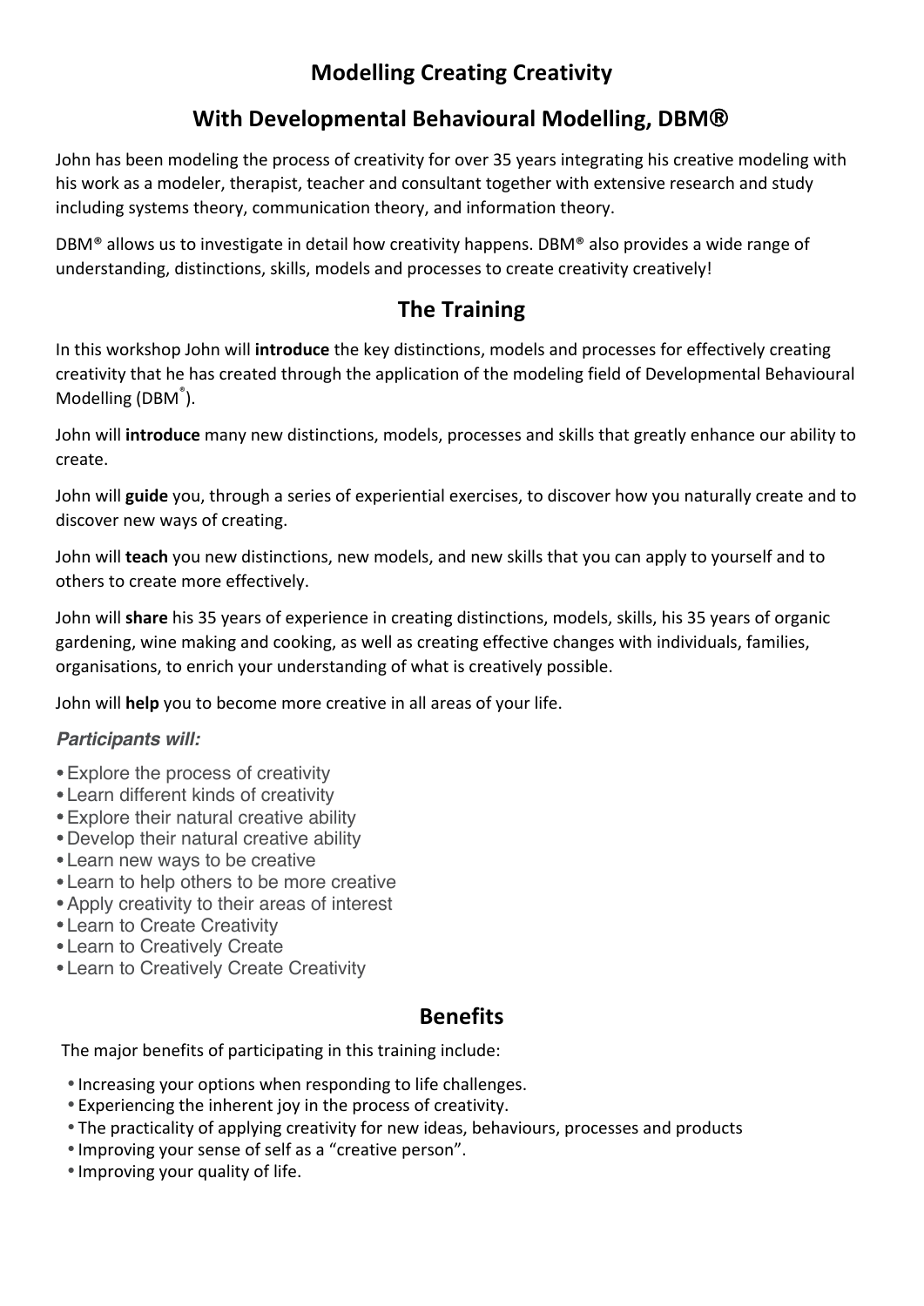# Modelling Creating Creativity

## With Developmental Behavioural Modelling, DBM®

John has been modeling the process of creativity for over 35 years integrating his creative modeling with his work as a modeler, therapist, teacher and consultant together with extensive research and study including systems theory, communication theory, and information theory.

DBM® allows us to investigate in detail how creativity happens. DBM® also provides a wide range of understanding, distinctions, skills, models and processes to create creativity creatively!

## The Training

In this workshop John will **introduce** the key distinctions, models and processes for effectively creating creativity that he has created through the application of the modeling field of Developmental Behavioural Modelling (DBM®).

John will **introduce** many new distinctions, models, processes and skills that greatly enhance our ability to create.

John will **guide** you, through a series of experiential exercises, to discover how you naturally create and to discover new ways of creating.

John will **teach** you new distinctions, new models, and new skills that you can apply to yourself and to others to create more effectively.

John will **share** his 35 years of experience in creating distinctions, models, skills, his 35 years of organic gardening, wine making and cooking, as well as creating effective changes with individuals, families, organisations, to enrich your understanding of what is creatively possible.

John will **help** you to become more creative in all areas of your life.

***Participants will:***

- Explore the process of creativity
- Learn different kinds of creativity
- Explore their natural creative ability
- Develop their natural creative ability
- Learn new ways to be creative
- Learn to help others to be more creative
- Apply creativity to their areas of interest
- Learn to Create Creativity
- Learn to Creatively Create
- Learn to Creatively Create Creativity

## Benefits

The major benefits of participating in this training include:

- Increasing your options when responding to life challenges.
- Experiencing the inherent joy in the process of creativity.
- The practicality of applying creativity for new ideas, behaviours, processes and products
- Improving your sense of self as a "creative person".
- Improving your quality of life.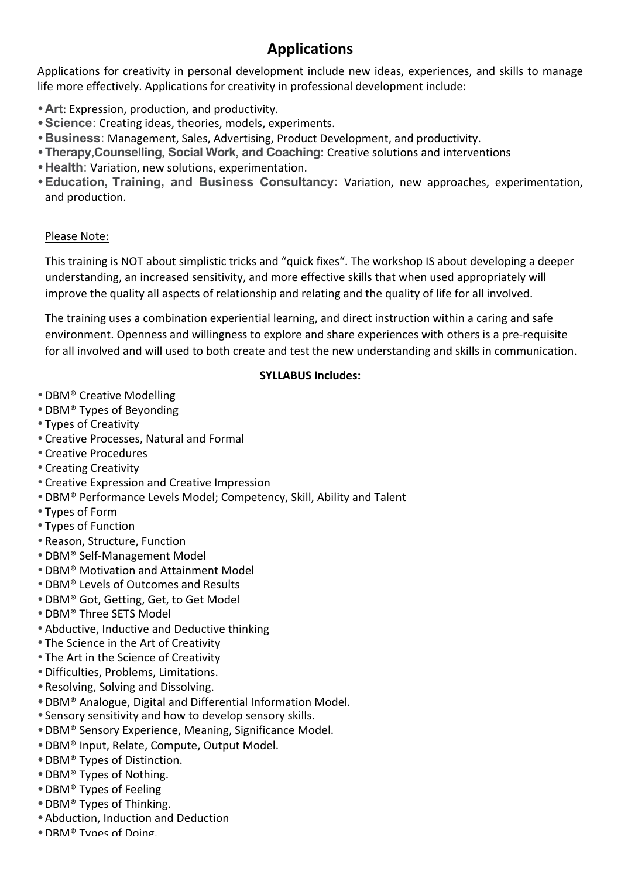## Applications

Applications for creativity in personal development include new ideas, experiences, and skills to manage life more effectively. Applications for creativity in professional development include:

- **Art**: Expression, production, and productivity.
- **Science**: Creating ideas, theories, models, experiments.
- **Business**: Management, Sales, Advertising, Product Development, and productivity.
- **Therapy,Counselling, Social Work, and Coaching:** Creative solutions and interventions
- **Health**: Variation, new solutions, experimentation.
- **Education, Training, and Business Consultancy:** Variation, new approaches, experimentation, and production.

Please Note:

This training is NOT about simplistic tricks and "quick fixes". The workshop IS about developing a deeper understanding, an increased sensitivity, and more effective skills that when used appropriately will improve the quality all aspects of relationship and relating and the quality of life for all involved.

The training uses a combination experiential learning, and direct instruction within a caring and safe environment. Openness and willingness to explore and share experiences with others is a pre-requisite for all involved and will used to both create and test the new understanding and skills in communication.

**SYLLABUS Includes:**

- DBM® Creative Modelling
- DBM® Types of Beyonding
- Types of Creativity
- Creative Processes, Natural and Formal
- Creative Procedures
- Creating Creativity
- Creative Expression and Creative Impression
- DBM® Performance Levels Model; Competency, Skill, Ability and Talent
- Types of Form
- Types of Function
- Reason, Structure, Function
- DBM® Self-Management Model
- DBM® Motivation and Attainment Model
- DBM® Levels of Outcomes and Results
- DBM® Got, Getting, Get, to Get Model
- DBM® Three SETS Model
- Abductive, Inductive and Deductive thinking
- The Science in the Art of Creativity
- The Art in the Science of Creativity
- Difficulties, Problems, Limitations.
- Resolving, Solving and Dissolving.
- DBM® Analogue, Digital and Differential Information Model.
- Sensory sensitivity and how to develop sensory skills.
- DBM® Sensory Experience, Meaning, Significance Model.
- DBM® Input, Relate, Compute, Output Model.
- DBM® Types of Distinction.
- DBM® Types of Nothing.
- DBM® Types of Feeling
- DBM® Types of Thinking.
- Abduction, Induction and Deduction
- DBM® Types of Doing.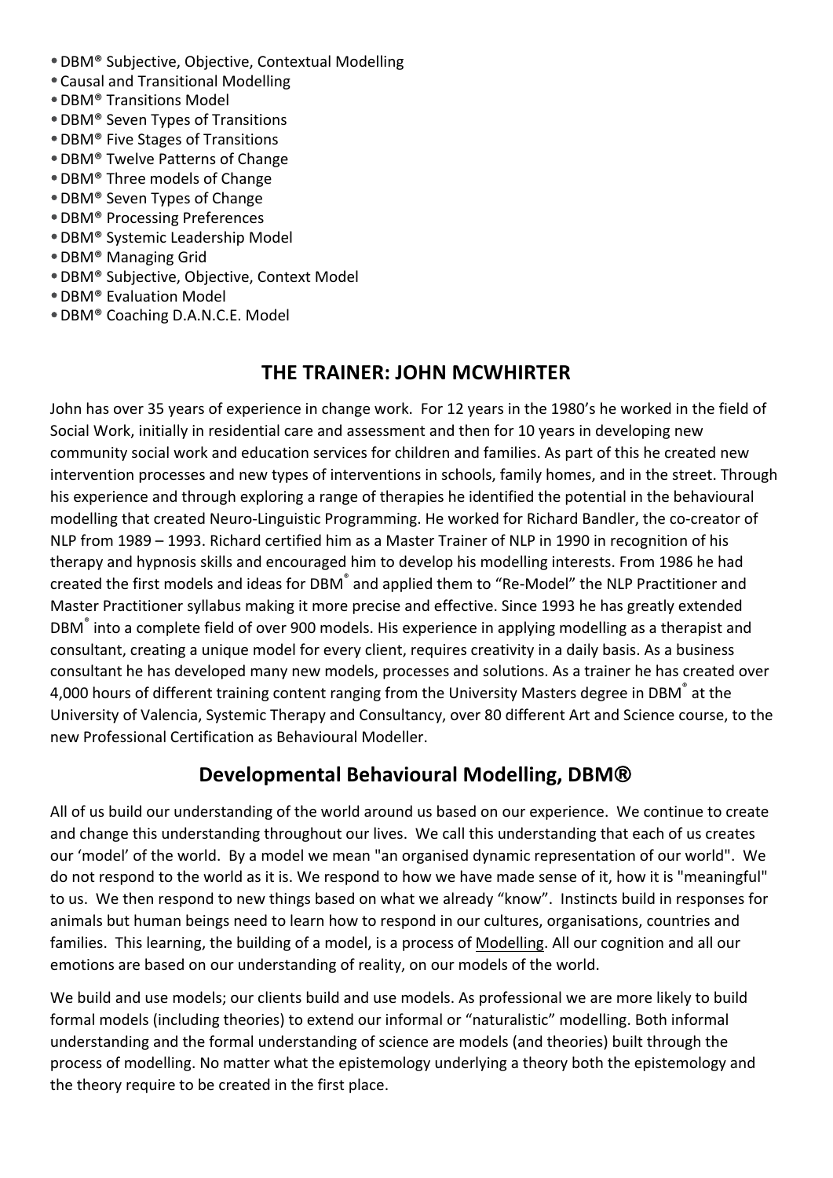- DBM® Subjective, Objective, Contextual Modelling
- Causal and Transitional Modelling
- DBM® Transitions Model
- DBM® Seven Types of Transitions
- DBM® Five Stages of Transitions
- DBM® Twelve Patterns of Change
- DBM® Three models of Change
- DBM® Seven Types of Change
- DBM® Processing Preferences
- DBM® Systemic Leadership Model
- DBM® Managing Grid
- DBM® Subjective, Objective, Context Model
- DBM® Evaluation Model
- DBM® Coaching D.A.N.C.E. Model

## THE TRAINER: JOHN MCWHIRTER

John has over 35 years of experience in change work. For 12 years in the 1980's he worked in the field of Social Work, initially in residential care and assessment and then for 10 years in developing new community social work and education services for children and families. As part of this he created new intervention processes and new types of interventions in schools, family homes, and in the street. Through his experience and through exploring a range of therapies he identified the potential in the behavioural modelling that created Neuro-Linguistic Programming. He worked for Richard Bandler, the co-creator of NLP from 1989 – 1993. Richard certified him as a Master Trainer of NLP in 1990 in recognition of his therapy and hypnosis skills and encouraged him to develop his modelling interests. From 1986 he had created the first models and ideas for DBM® and applied them to "Re-Model" the NLP Practitioner and Master Practitioner syllabus making it more precise and effective. Since 1993 he has greatly extended DBM® into a complete field of over 900 models. His experience in applying modelling as a therapist and consultant, creating a unique model for every client, requires creativity in a daily basis. As a business consultant he has developed many new models, processes and solutions. As a trainer he has created over 4,000 hours of different training content ranging from the University Masters degree in DBM® at the University of Valencia, Systemic Therapy and Consultancy, over 80 different Art and Science course, to the new Professional Certification as Behavioural Modeller.

## Developmental Behavioural Modelling, DBM®

All of us build our understanding of the world around us based on our experience. We continue to create and change this understanding throughout our lives. We call this understanding that each of us creates our 'model' of the world. By a model we mean "an organised dynamic representation of our world". We do not respond to the world as it is. We respond to how we have made sense of it, how it is "meaningful" to us. We then respond to new things based on what we already "know". Instincts build in responses for animals but human beings need to learn how to respond in our cultures, organisations, countries and families. This learning, the building of a model, is a process of Modelling. All our cognition and all our emotions are based on our understanding of reality, on our models of the world.

We build and use models; our clients build and use models. As professional we are more likely to build formal models (including theories) to extend our informal or "naturalistic" modelling. Both informal understanding and the formal understanding of science are models (and theories) built through the process of modelling. No matter what the epistemology underlying a theory both the epistemology and the theory require to be created in the first place.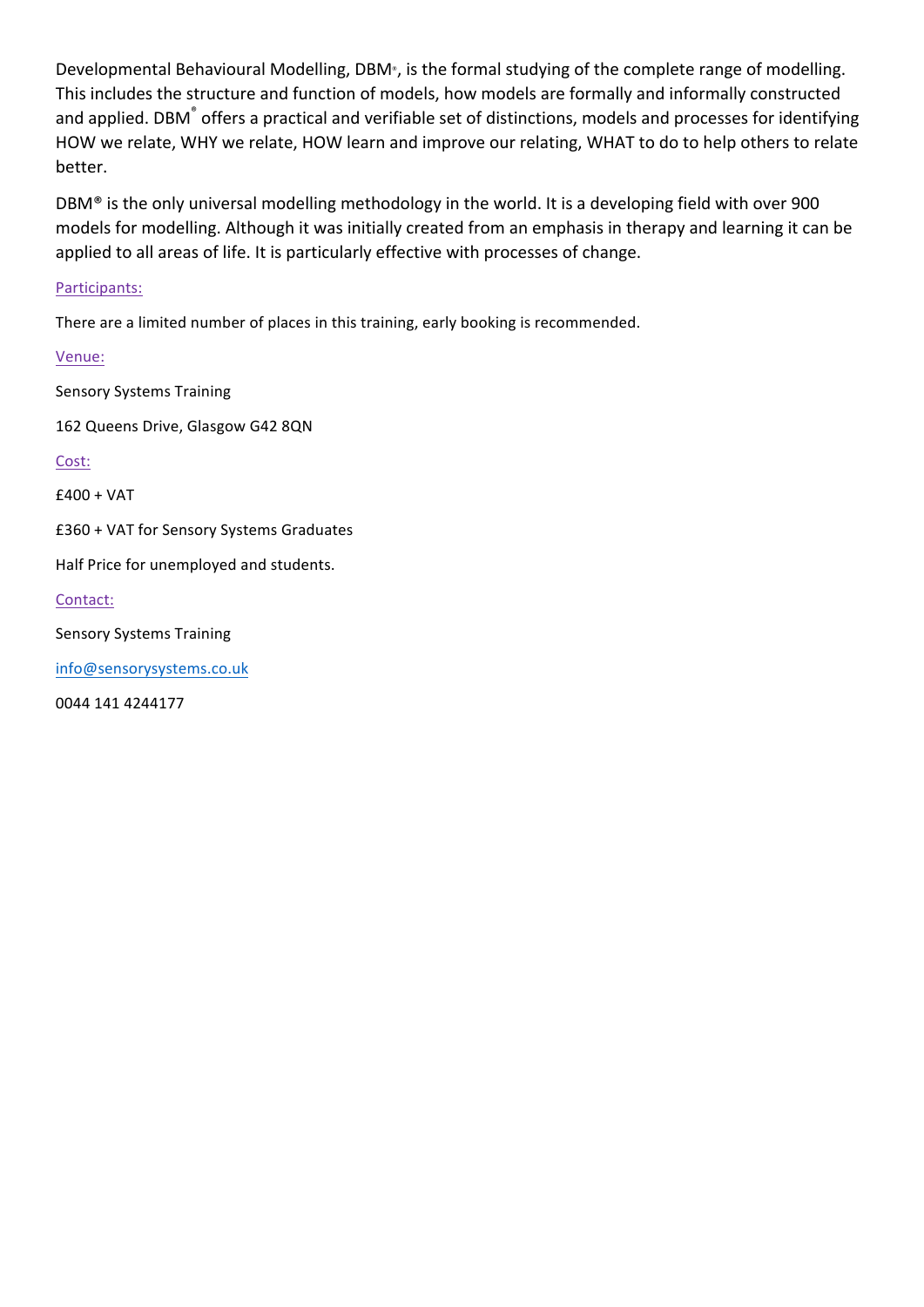Developmental Behavioural Modelling, DBM®, is the formal studying of the complete range of modelling. This includes the structure and function of models, how models are formally and informally constructed and applied. DBM® offers a practical and verifiable set of distinctions, models and processes for identifying HOW we relate, WHY we relate, HOW learn and improve our relating, WHAT to do to help others to relate better.

DBM® is the only universal modelling methodology in the world. It is a developing field with over 900 models for modelling. Although it was initially created from an emphasis in therapy and learning it can be applied to all areas of life. It is particularly effective with processes of change.

Participants:

There are a limited number of places in this training, early booking is recommended.

Venue:

Sensory Systems Training

162 Queens Drive, Glasgow G42 8QN

Cost:

£400 + VAT

£360 + VAT for Sensory Systems Graduates

Half Price for unemployed and students.

Contact:

Sensory Systems Training

info@sensorysystems.co.uk

0044 141 4244177